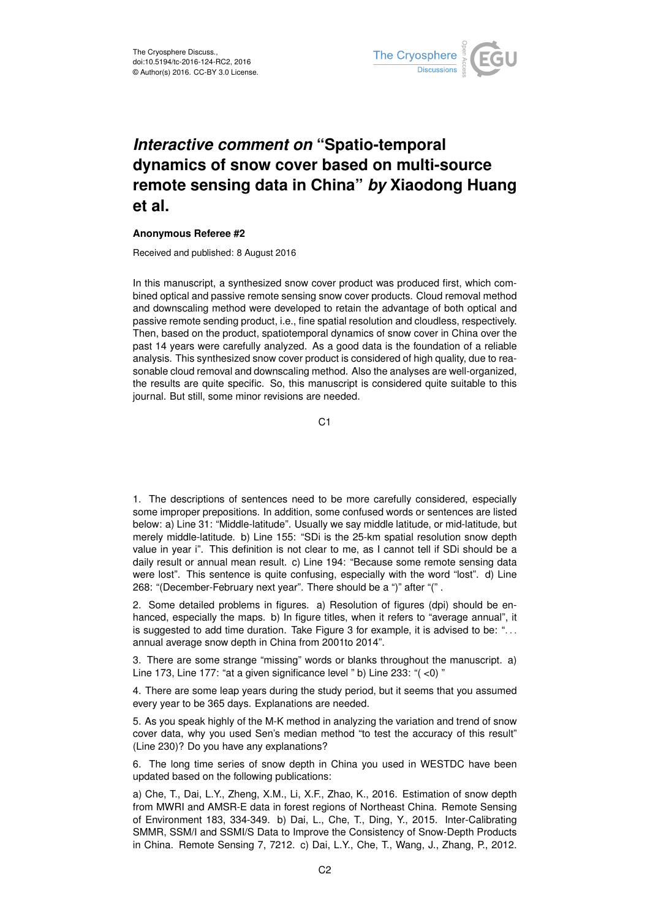# *Interactive comment on* "Spatio-temporal dynamics of snow cover based on multi-source remote sensing data in China" *by* Xiaodong Huang et al.

**Anonymous Referee #2**

Received and published: 8 August 2016

In this manuscript, a synthesized snow cover product was produced first, which combined optical and passive remote sensing snow cover products. Cloud removal method and downscaling method were developed to retain the advantage of both optical and passive remote sending product, i.e., fine spatial resolution and cloudless, respectively. Then, based on the product, spatiotemporal dynamics of snow cover in China over the past 14 years were carefully analyzed. As a good data is the foundation of a reliable analysis. This synthesized snow cover product is considered of high quality, due to reasonable cloud removal and downscaling method. Also the analyses are well-organized, the results are quite specific. So, this manuscript is considered quite suitable to this journal. But still, some minor revisions are needed.

1. The descriptions of sentences need to be more carefully considered, especially some improper prepositions. In addition, some confused words or sentences are listed below: a) Line 31: "Middle-latitude". Usually we say middle latitude, or mid-latitude, but merely middle-latitude. b) Line 155: "SDi is the 25-km spatial resolution snow depth value in year i". This definition is not clear to me, as I cannot tell if SDi should be a daily result or annual mean result. c) Line 194: "Because some remote sensing data were lost". This sentence is quite confusing, especially with the word "lost". d) Line 268: "(December-February next year". There should be a ")" after "(" .

2. Some detailed problems in figures. a) Resolution of figures (dpi) should be enhanced, especially the maps. b) In figure titles, when it refers to "average annual", it is suggested to add time duration. Take Figure 3 for example, it is advised to be: "... annual average snow depth in China from 2001to 2014".

3. There are some strange "missing" words or blanks throughout the manuscript. a) Line 173, Line 177: "at a given significance level " b) Line 233: "( <0) "

4. There are some leap years during the study period, but it seems that you assumed every year to be 365 days. Explanations are needed.

5. As you speak highly of the M-K method in analyzing the variation and trend of snow cover data, why you used Sen's median method "to test the accuracy of this result" (Line 230)? Do you have any explanations?

6. The long time series of snow depth in China you used in WESTDC have been updated based on the following publications:

a) Che, T., Dai, L.Y., Zheng, X.M., Li, X.F., Zhao, K., 2016. Estimation of snow depth from MWRI and AMSR-E data in forest regions of Northeast China. Remote Sensing of Environment 183, 334-349. b) Dai, L., Che, T., Ding, Y., 2015. Inter-Calibrating SMMR, SSM/I and SSMI/S Data to Improve the Consistency of Snow-Depth Products in China. Remote Sensing 7, 7212. c) Dai, L.Y., Che, T., Wang, J., Zhang, P., 2012.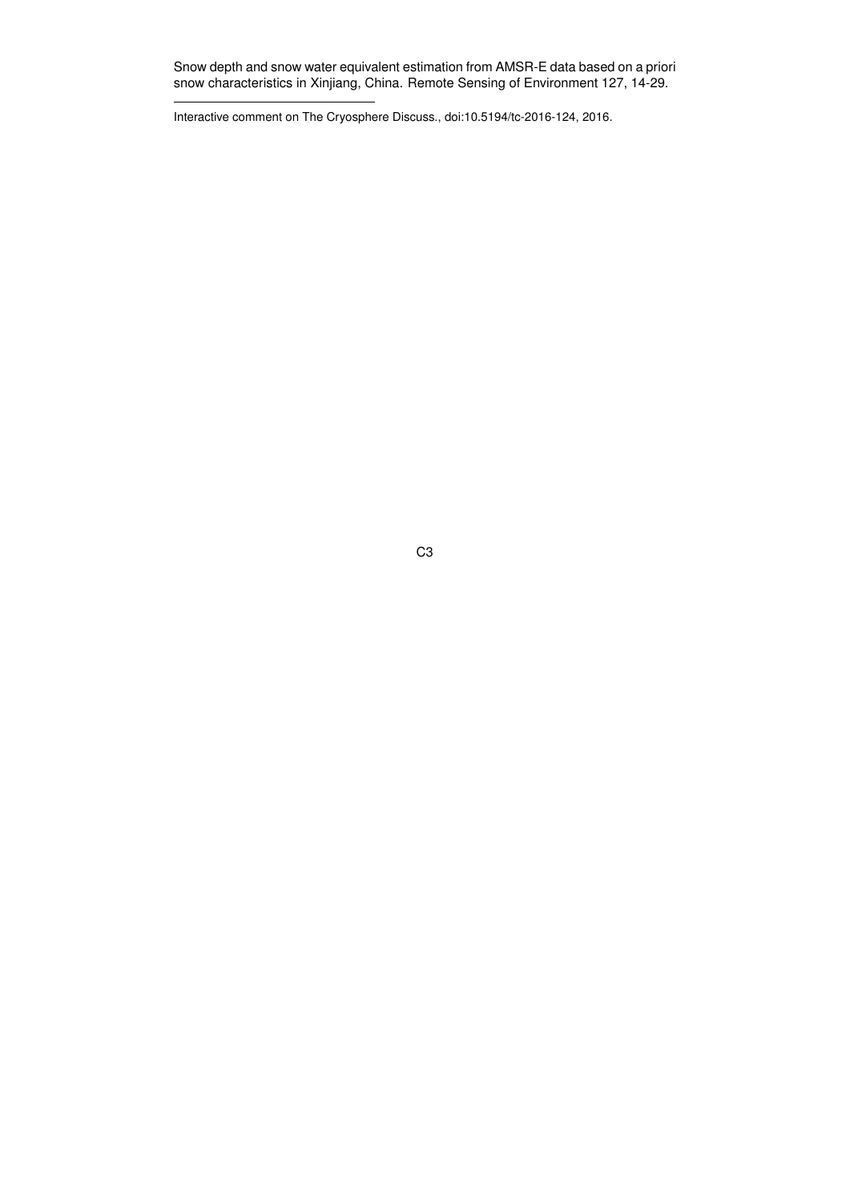Snow depth and snow water equivalent estimation from AMSR-E data based on a priori snow characteristics in Xinjiang, China. Remote Sensing of Environment 127, 14-29.

---

Interactive comment on The Cryosphere Discuss., doi:10.5194/tc-2016-124, 2016.